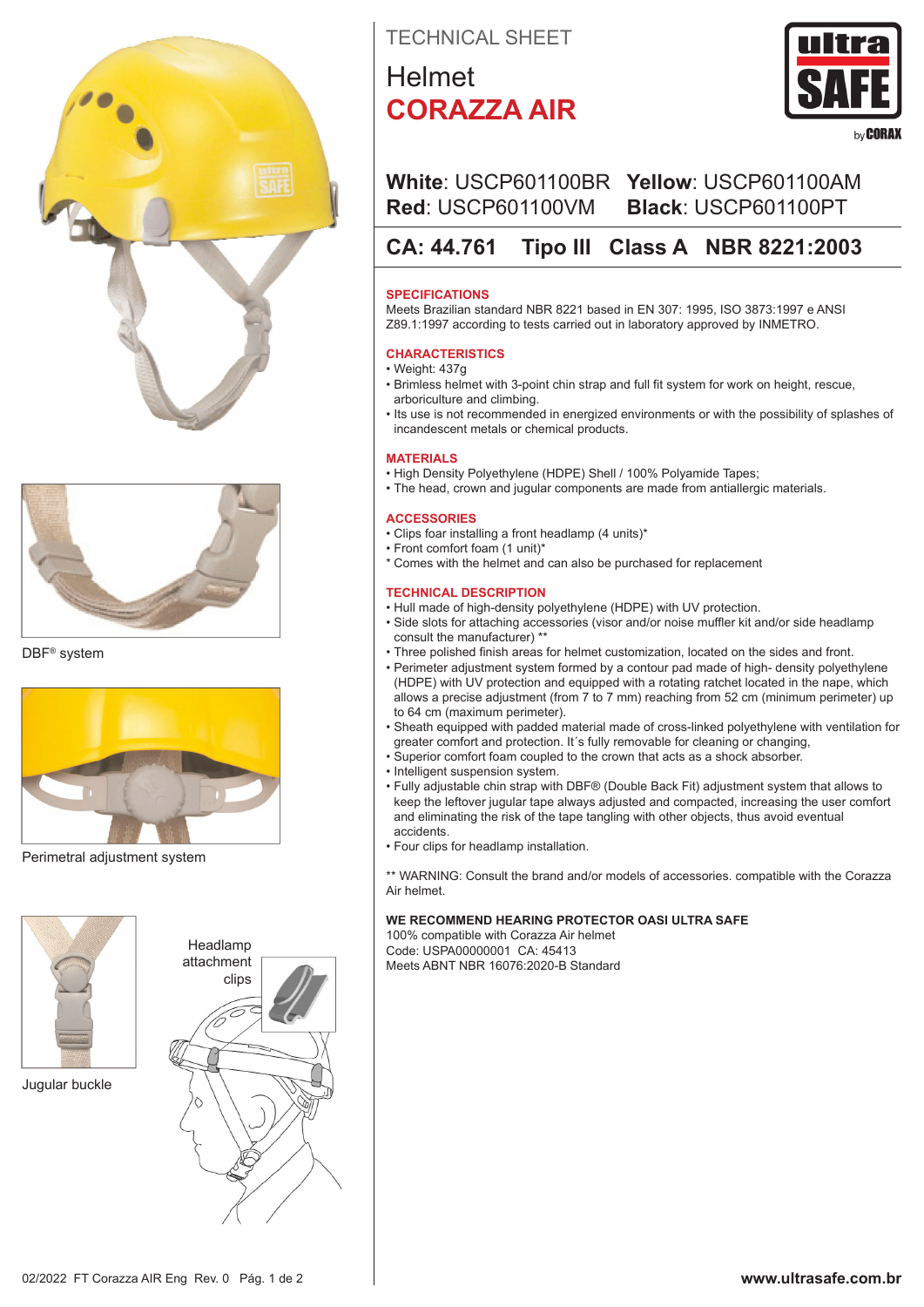TECHNICAL SHEET

# Helmet
# CORAZZA AIR

**White**: USCP601100BR **Yellow**: USCP601100AM
**Red**: USCP601100VM **Black**: USCP601100PT

**CA: 44.761 Tipo III Class A NBR 8221:2003**

DBF® system

Perimetral adjustment system

Jugular buckle

Headlamp attachment clips

## SPECIFICATIONS

Meets Brazilian standard NBR 8221 based in EN 307: 1995, ISO 3873:1997 e ANSI Z89.1:1997 according to tests carried out in laboratory approved by INMETRO.

## CHARACTERISTICS

- Weight: 437g
- Brimless helmet with 3-point chin strap and full fit system for work on height, rescue, arboriculture and climbing.
- Its use is not recommended in energized environments or with the possibility of splashes of incandescent metals or chemical products.

## MATERIALS

- High Density Polyethylene (HDPE) Shell / 100% Polyamide Tapes;
- The head, crown and jugular components are made from antiallergic materials.

## ACCESSORIES

- Clips foar installing a front headlamp (4 units)*
- Front comfort foam (1 unit)*

\* Comes with the helmet and can also be purchased for replacement

## TECHNICAL DESCRIPTION

- Hull made of high-density polyethylene (HDPE) with UV protection.
- Side slots for attaching accessories (visor and/or noise muffler kit and/or side headlamp consult the manufacturer) **
- Three polished finish areas for helmet customization, located on the sides and front.
- Perimeter adjustment system formed by a contour pad made of high- density polyethylene (HDPE) with UV protection and equipped with a rotating ratchet located in the nape, which allows a precise adjustment (from 7 to 7 mm) reaching from 52 cm (minimum perimeter) up to 64 cm (maximum perimeter).
- Sheath equipped with padded material made of cross-linked polyethylene with ventilation for greater comfort and protection. It´s fully removable for cleaning or changing,
- Superior comfort foam coupled to the crown that acts as a shock absorber.
- Intelligent suspension system.
- Fully adjustable chin strap with DBF® (Double Back Fit) adjustment system that allows to keep the leftover jugular tape always adjusted and compacted, increasing the user comfort and eliminating the risk of the tape tangling with other objects, thus avoid eventual accidents.
- Four clips for headlamp installation.

** WARNING: Consult the brand and/or models of accessories. compatible with the Corazza Air helmet.

**WE RECOMMEND HEARING PROTECTOR OASI ULTRA SAFE**
100% compatible with Corazza Air helmet
Code: USPA00000001 CA: 45413
Meets ABNT NBR 16076:2020-B Standard

02/2022 FT Corazza AIR Eng Rev. 0

www.ultrasafe.com.br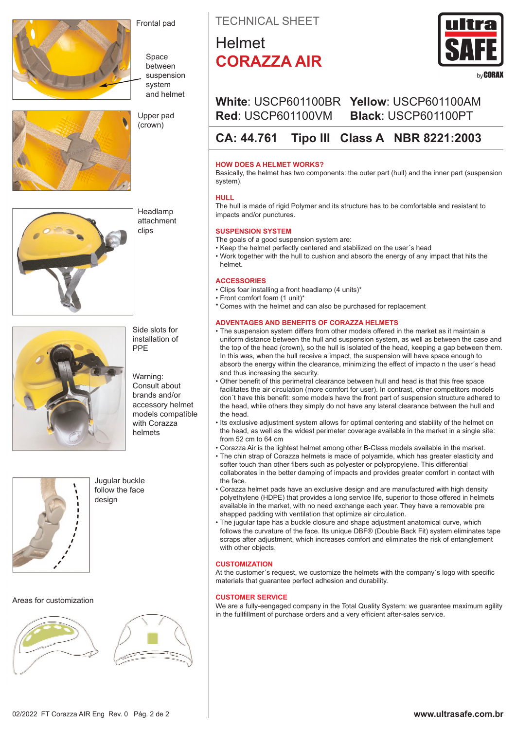Frontal pad

Space between suspension system and helmet

Upper pad (crown)

Headlamp attachment clips

Side slots for installation of PPE

Warning: Consult about brands and/or accessory helmet models compatible with Corazza helmets

Jugular buckle follow the face design

Areas for customization

TECHNICAL SHEET

# Helmet CORAZZA AIR

**White**: USCP601100BR **Yellow**: USCP601100AM
**Red**: USCP601100VM **Black**: USCP601100PT

## CA: 44.761 Tipo III Class A NBR 8221:2003

### HOW DOES A HELMET WORKS?

Basically, the helmet has two components: the outer part (hull) and the inner part (suspension system).

### HULL

The hull is made of rigid Polymer and its structure has to be comfortable and resistant to impacts and/or punctures.

### SUSPENSION SYSTEM

The goals of a good suspension system are:

- Keep the helmet perfectly centered and stabilized on the user´s head
- Work together with the hull to cushion and absorb the energy of any impact that hits the helmet.

### ACCESSORIES

- Clips foar installing a front headlamp (4 units)*
- Front comfort foam (1 unit)*

\* Comes with the helmet and can also be purchased for replacement

### ADVENTAGES AND BENEFITS OF CORAZZA HELMETS

- The suspension system differs from other models offered in the market as it maintain a uniform distance between the hull and suspension system, as well as between the case and the top of the head (crown), so the hull is isolated of the head, keeping a gap between them. In this was, when the hull receive a impact, the suspension will have space enough to absorb the energy within the clearance, minimizing the effect of impacto n the user´s head and thus increasing the security.
- Other benefit of this perimetral clearance between hull and head is that this free space facilitates the air circulation (more comfort for user). In contrast, other competitors models don´t have this benefit: some models have the front part of suspension structure adhered to the head, while others they simply do not have any lateral clearance between the hull and the head.
- Its exclusive adjustment system allows for optimal centering and stability of the helmet on the head, as well as the widest perimeter coverage available in the market in a single site: from 52 cm to 64 cm
- Corazza Air is the lightest helmet among other B-Class models available in the market.
- The chin strap of Corazza helmets is made of polyamide, which has greater elasticity and softer touch than other fibers such as polyester or polypropylene. This differential collaborates in the better damping of impacts and provides greater comfort in contact with the face.
- Corazza helmet pads have an exclusive design and are manufactured with high density polyethylene (HDPE) that provides a long service life, superior to those offered in helmets available in the market, with no need exchange each year. They have a removable pre shapped padding with ventilation that optimize air circulation.
- The jugular tape has a buckle closure and shape adjustment anatomical curve, which follows the curvature of the face. Its unique DBF® (Double Back Fit) system eliminates tape scraps after adjustment, which increases comfort and eliminates the risk of entanglement with other objects.

### CUSTOMIZATION

At the customer´s request, we customize the helmets with the company´s logo with specific materials that guarantee perfect adhesion and durability.

### CUSTOMER SERVICE

We are a fully-eengaged company in the Total Quality System: we guarantee maximum agility in the fullfillment of purchase orders and a very efficient after-sales service.

02/2022 FT Corazza AIR Eng Rev. 0

www.ultrasafe.com.br